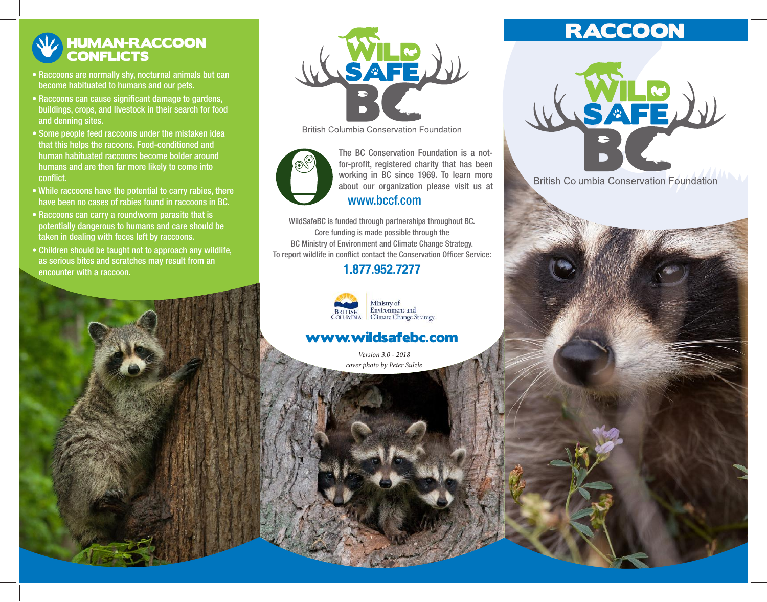## HUMAN-RACCOON CONFLICTS

- Raccoons are normally shy, nocturnal animals but can become habituated to humans and our pets.
- Raccoons can cause significant damage to gardens, buildings, crops, and livestock in their search for food and denning sites.
- Some people feed raccoons under the mistaken idea that this helps the racoons. Food-conditioned and human habituated raccoons become bolder around humans and are then far more likely to come into conflict.
- While raccoons have the potential to carry rabies, there have been no cases of rabies found in raccoons in BC.
- Raccoons can carry a roundworm parasite that is potentially dangerous to humans and care should be taken in dealing with feces left by raccoons.
- Children should be taught not to approach any wildlife, as serious bites and scratches may result from an encounter with a raccoon.

WILD SAFE BC

British Columbia Conservation Foundation

The BC Conservation Foundation is a not-for-profit, registered charity that has been working in BC since 1969. To learn more about our organization please visit us at **www.bccf.com**

WildSafeBC is funded through partnerships throughout BC. Core funding is made possible through the BC Ministry of Environment and Climate Change Strategy. To report wildlife in conflict contact the Conservation Officer Service:

**1.877.952.7277**

British Columbia — Ministry of Environment and Climate Change Strategy

**www.wildsafebc.com**

*Version 3.0 - 2018*
*cover photo by Peter Sulzle*

# RACCOON

WILD SAFE BC

British Columbia Conservation Foundation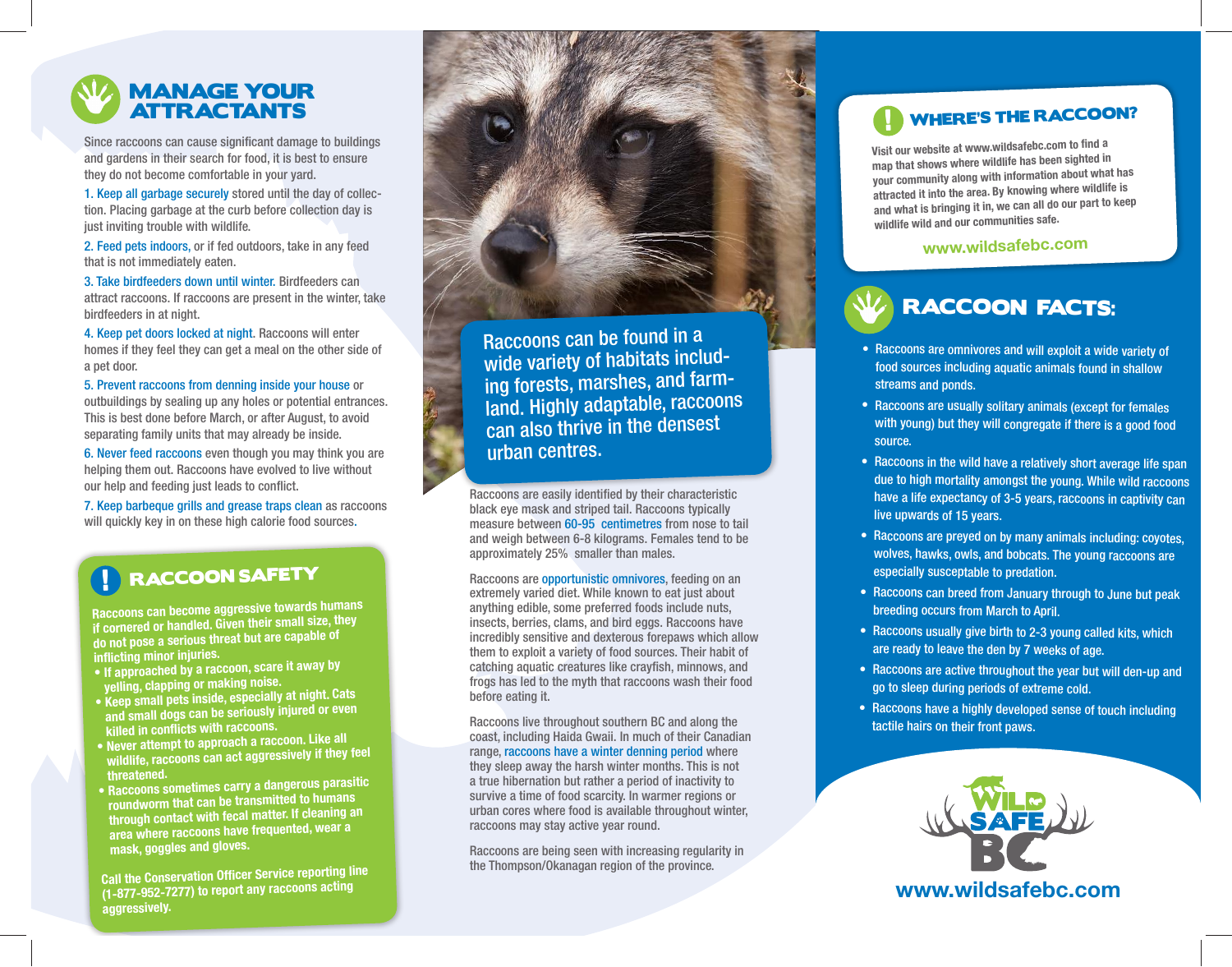# MANAGE YOUR ATTRACTANTS

Since raccoons can cause significant damage to buildings and gardens in their search for food, it is best to ensure they do not become comfortable in your yard.

1. Keep all garbage securely stored until the day of collection. Placing garbage at the curb before collection day is just inviting trouble with wildlife.

2. Feed pets indoors, or if fed outdoors, take in any feed that is not immediately eaten.

3. Take birdfeeders down until winter. Birdfeeders can attract raccoons. If raccoons are present in the winter, take birdfeeders in at night.

4. Keep pet doors locked at night. Raccoons will enter homes if they feel they can get a meal on the other side of a pet door.

5. Prevent raccoons from denning inside your house or outbuildings by sealing up any holes or potential entrances. This is best done before March, or after August, to avoid separating family units that may already be inside.

6. Never feed raccoons even though you may think you are helping them out. Raccoons have evolved to live without our help and feeding just leads to conflict.

7. Keep barbeque grills and grease traps clean as raccoons will quickly key in on these high calorie food sources.

## RACCOON SAFETY

**Raccoons can become aggressive towards humans if cornered or handled. Given their small size, they do not pose a serious threat but are capable of inflicting minor injuries.**

- **If approached by a raccoon, scare it away by yelling, clapping or making noise.**
- **Keep small pets inside, especially at night. Cats and small dogs can be seriously injured or even killed in conflicts with raccoons.**
- **Never attempt to approach a raccoon. Like all wildlife, raccoons can act aggressively if they feel threatened.**
- **Raccoons sometimes carry a dangerous parasitic roundworm that can be transmitted to humans through contact with fecal matter. If cleaning an area where raccoons have frequented, wear a mask, goggles and gloves.**

**Call the Conservation Officer Service reporting line (1-877-952-7277) to report any raccoons acting aggressively.**

Raccoons can be found in a wide variety of habitats including forests, marshes, and farmland. Highly adaptable, raccoons can also thrive in the densest urban centres.

Raccoons are easily identified by their characteristic black eye mask and striped tail. Raccoons typically measure between 60-95 centimetres from nose to tail and weigh between 6-8 kilograms. Females tend to be approximately 25% smaller than males.

Raccoons are opportunistic omnivores, feeding on an extremely varied diet. While known to eat just about anything edible, some preferred foods include nuts, insects, berries, clams, and bird eggs. Raccoons have incredibly sensitive and dexterous forepaws which allow them to exploit a variety of food sources. Their habit of catching aquatic creatures like crayfish, minnows, and frogs has led to the myth that raccoons wash their food before eating it.

Raccoons live throughout southern BC and along the coast, including Haida Gwaii. In much of their Canadian range, raccoons have a winter denning period where they sleep away the harsh winter months. This is not a true hibernation but rather a period of inactivity to survive a time of food scarcity. In warmer regions or urban cores where food is available throughout winter, raccoons may stay active year round.

Raccoons are being seen with increasing regularity in the Thompson/Okanagan region of the province.

## WHERE'S THE RACCOON?

**Visit our website at www.wildsafebc.com to find a map that shows where wildlife has been sighted in your community along with information about what has attracted it into the area. By knowing where wildlife is and what is bringing it in, we can all do our part to keep wildlife wild and our communities safe.**

**www.wildsafebc.com**

## RACCOON FACTS:

- Raccoons are omnivores and will exploit a wide variety of food sources including aquatic animals found in shallow streams and ponds.
- Raccoons are usually solitary animals (except for females with young) but they will congregate if there is a good food source.
- Raccoons in the wild have a relatively short average life span due to high mortality amongst the young. While wild raccoons have a life expectancy of 3-5 years, raccoons in captivity can live upwards of 15 years.
- Raccoons are preyed on by many animals including: coyotes, wolves, hawks, owls, and bobcats. The young raccoons are especially susceptable to predation.
- Raccoons can breed from January through to June but peak breeding occurs from March to April.
- Raccoons usually give birth to 2-3 young called kits, which are ready to leave the den by 7 weeks of age.
- Raccoons are active throughout the year but will den-up and go to sleep during periods of extreme cold.
- Raccoons have a highly developed sense of touch including tactile hairs on their front paws.

WILD SAFE BC

**www.wildsafebc.com**